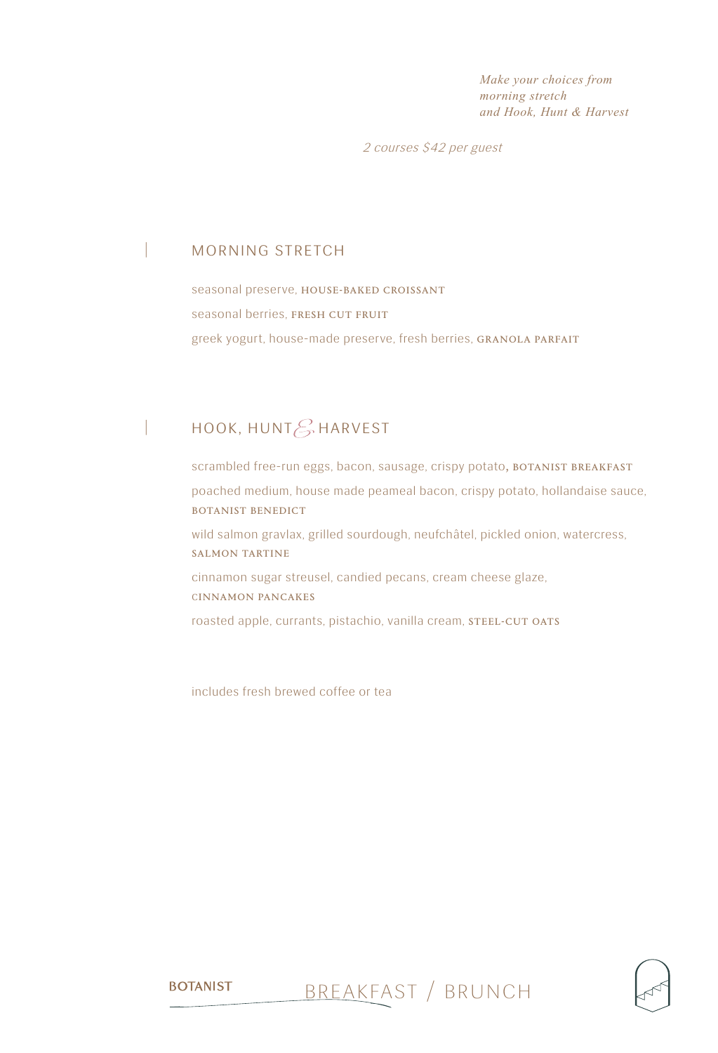*Make your choices from morning stretch and Hook, Hunt & Harvest*

*2 courses $42 per guest*

## MORNING STRETCH

seasonal preserve, **HOUSE-BAKED CROISSANT**

seasonal berries, **FRESH CUT FRUIT**

greek yogurt, house-made preserve, fresh berries, **GRANOLA PARFAIT**

## HOOK, HUNT & HARVEST

scrambled free-run eggs, bacon, sausage, crispy potato, **BOTANIST BREAKFAST**

poached medium, house made peameal bacon, crispy potato, hollandaise sauce, **BOTANIST BENEDICT**

wild salmon gravlax, grilled sourdough, neufchâtel, pickled onion, watercress, **SALMON TARTINE**

cinnamon sugar streusel, candied pecans, cream cheese glaze, **CINNAMON PANCAKES**

roasted apple, currants, pistachio, vanilla cream, **STEEL-CUT OATS**

includes fresh brewed coffee or tea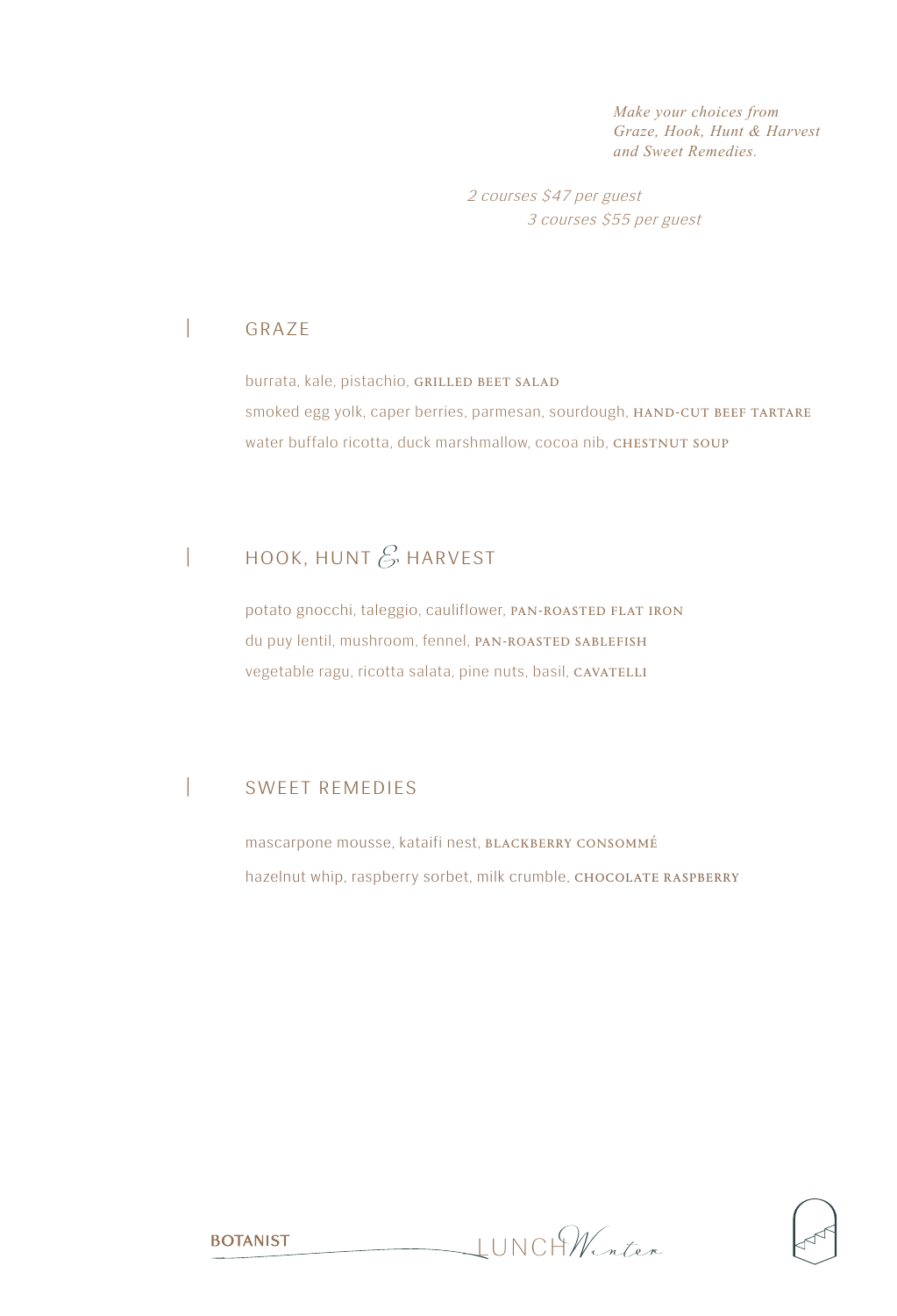*Make your choices from Graze, Hook, Hunt & Harvest and Sweet Remedies.*

*2 courses $47 per guest*
*3 courses $55 per guest*

## GRAZE

burrata, kale, pistachio, GRILLED BEET SALAD

smoked egg yolk, caper berries, parmesan, sourdough, HAND-CUT BEEF TARTARE

water buffalo ricotta, duck marshmallow, cocoa nib, CHESTNUT SOUP

## HOOK, HUNT & HARVEST

potato gnocchi, taleggio, cauliflower, PAN-ROASTED FLAT IRON

du puy lentil, mushroom, fennel, PAN-ROASTED SABLEFISH

vegetable ragu, ricotta salata, pine nuts, basil, CAVATELLI

## SWEET REMEDIES

mascarpone mousse, kataifi nest, BLACKBERRY CONSOMMÉ

hazelnut whip, raspberry sorbet, milk crumble, CHOCOLATE RASPBERRY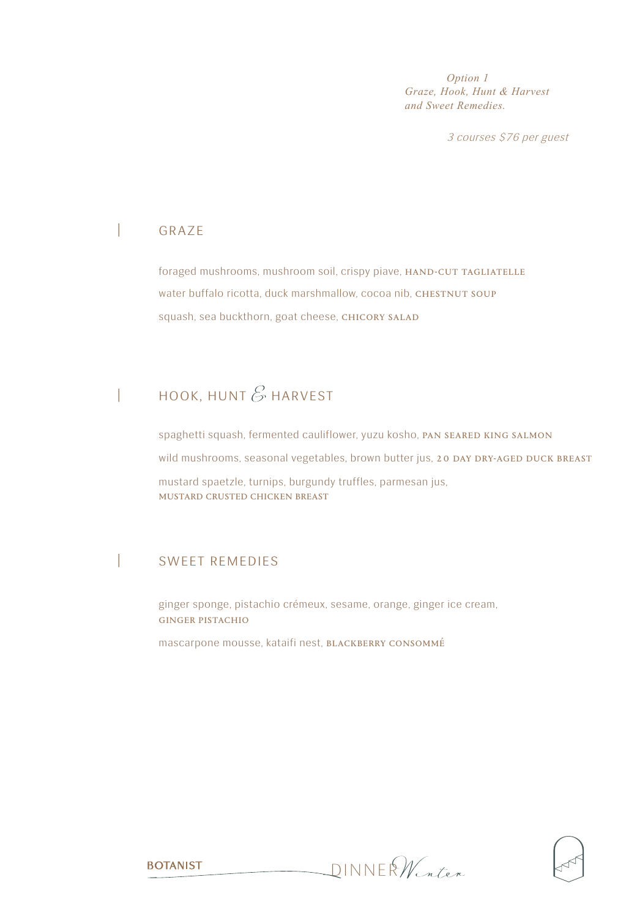*Option 1*
*Graze, Hook, Hunt & Harvest*
*and Sweet Remedies.*

*3 courses $76 per guest*

## GRAZE

foraged mushrooms, mushroom soil, crispy piave, HAND-CUT TAGLIATELLE

water buffalo ricotta, duck marshmallow, cocoa nib, CHESTNUT SOUP

squash, sea buckthorn, goat cheese, CHICORY SALAD

## HOOK, HUNT & HARVEST

spaghetti squash, fermented cauliflower, yuzu kosho, PAN SEARED KING SALMON

wild mushrooms, seasonal vegetables, brown butter jus, 20 DAY DRY-AGED DUCK BREAST

mustard spaetzle, turnips, burgundy truffles, parmesan jus,
MUSTARD CRUSTED CHICKEN BREAST

## SWEET REMEDIES

ginger sponge, pistachio crémeux, sesame, orange, ginger ice cream,
GINGER PISTACHIO

mascarpone mousse, kataifi nest, BLACKBERRY CONSOMMÉ

BOTANIST DINNER Winter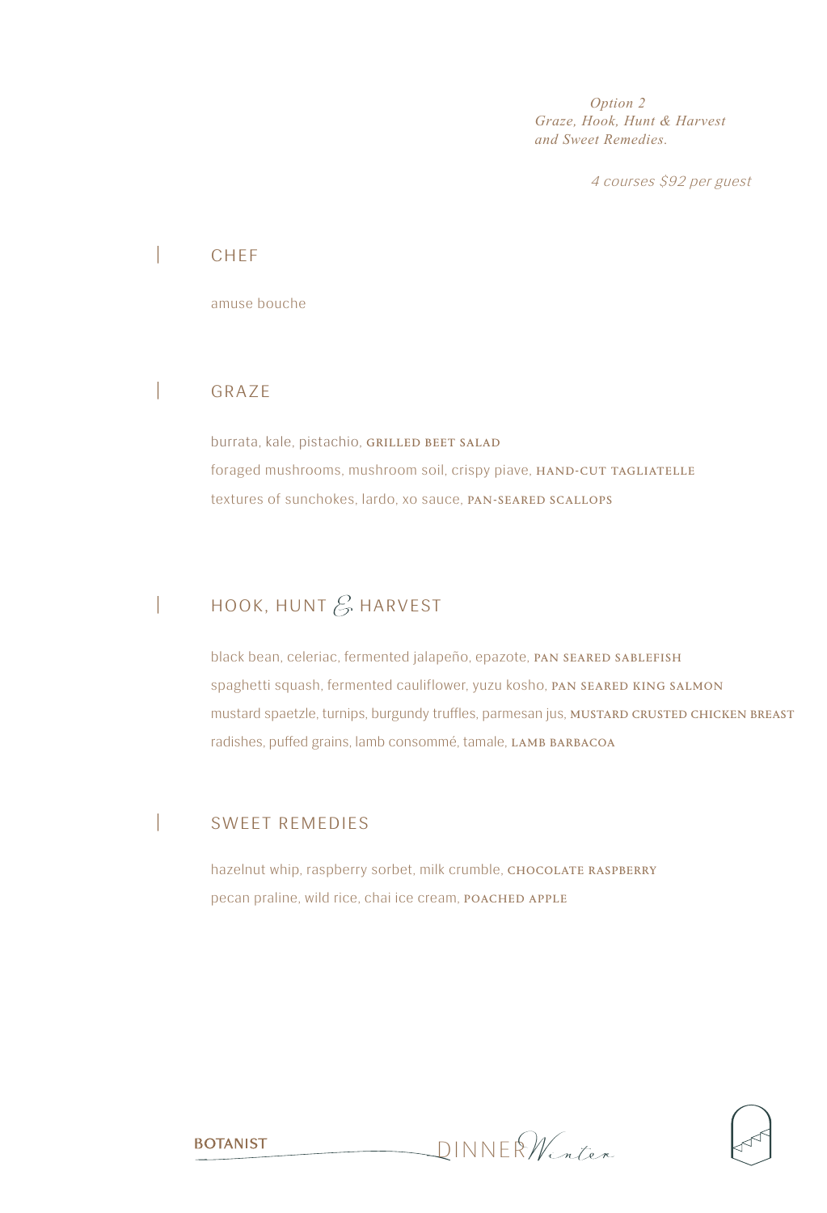*Option 2*
*Graze, Hook, Hunt & Harvest and Sweet Remedies.*

*4 courses $92 per guest*

## CHEF

amuse bouche

## GRAZE

burrata, kale, pistachio, GRILLED BEET SALAD

foraged mushrooms, mushroom soil, crispy piave, HAND-CUT TAGLIATELLE

textures of sunchokes, lardo, xo sauce, PAN-SEARED SCALLOPS

## HOOK, HUNT & HARVEST

black bean, celeriac, fermented jalapeño, epazote, PAN SEARED SABLEFISH

spaghetti squash, fermented cauliflower, yuzu kosho, PAN SEARED KING SALMON

mustard spaetzle, turnips, burgundy truffles, parmesan jus, MUSTARD CRUSTED CHICKEN BREAST

radishes, puffed grains, lamb consommé, tamale, LAMB BARBACOA

## SWEET REMEDIES

hazelnut whip, raspberry sorbet, milk crumble, CHOCOLATE RASPBERRY

pecan praline, wild rice, chai ice cream, POACHED APPLE

BOTANIST DINNER Winter